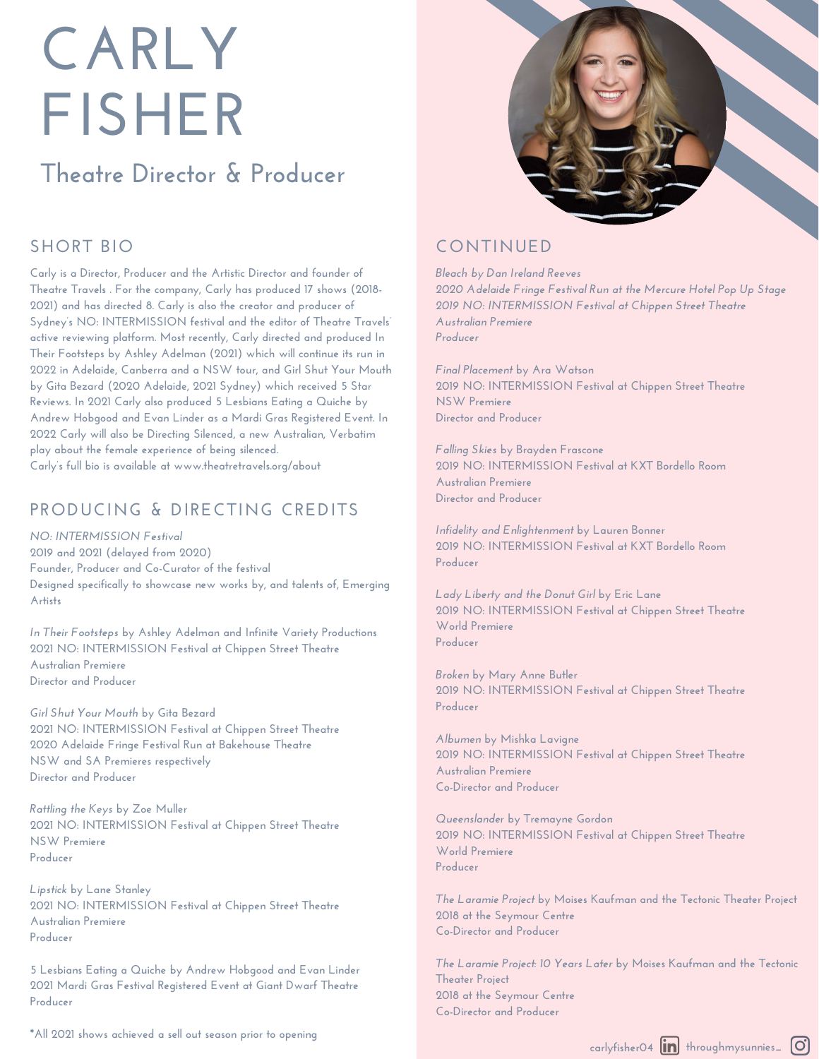# CARLY FISHER

## Theatre Director & Producer

## SHORT BIO

Carly is a Director, Producer and the Artistic Director and founder of Theatre Travels . For the company, Carly has produced 17 shows (2018-2021) and has directed 8. Carly is also the creator and producer of Sydney's NO: INTERMISSION festival and the editor of Theatre Travels' active reviewing platform. Most recently, Carly directed and produced In Their Footsteps by Ashley Adelman (2021) which will continue its run in 2022 in Adelaide, Canberra and a NSW tour, and Girl Shut Your Mouth by Gita Bezard (2020 Adelaide, 2021 Sydney) which received 5 Star Reviews. In 2021 Carly also produced 5 Lesbians Eating a Quiche by Andrew Hobgood and Evan Linder as a Mardi Gras Registered Event. In 2022 Carly will also be Directing Silenced, a new Australian, Verbatim play about the female experience of being silenced.
Carly's full bio is available at www.theatretravels.org/about

## PRODUCING & DIRECTING CREDITS

*NO: INTERMISSION Festival*
2019 and 2021 (delayed from 2020)
Founder, Producer and Co-Curator of the festival
Designed specifically to showcase new works by, and talents of, Emerging Artists

*In Their Footsteps* by Ashley Adelman and Infinite Variety Productions
2021 NO: INTERMISSION Festival at Chippen Street Theatre
Australian Premiere
Director and Producer

*Girl Shut Your Mouth* by Gita Bezard
2021 NO: INTERMISSION Festival at Chippen Street Theatre
2020 Adelaide Fringe Festival Run at Bakehouse Theatre
NSW and SA Premieres respectively
Director and Producer

*Rattling the Keys* by Zoe Muller
2021 NO: INTERMISSION Festival at Chippen Street Theatre
NSW Premiere
Producer

*Lipstick* by Lane Stanley
2021 NO: INTERMISSION Festival at Chippen Street Theatre
Australian Premiere
Producer

5 Lesbians Eating a Quiche by Andrew Hobgood and Evan Linder
2021 Mardi Gras Festival Registered Event at Giant Dwarf Theatre
Producer

*All 2021 shows achieved a sell out season prior to opening

## CONTINUED

*Bleach by Dan Ireland Reeves*
*2020 Adelaide Fringe Festival Run at the Mercure Hotel Pop Up Stage*
*2019 NO: INTERMISSION Festival at Chippen Street Theatre*
*Australian Premiere*
*Producer*

*Final Placement* by Ara Watson
2019 NO: INTERMISSION Festival at Chippen Street Theatre
NSW Premiere
Director and Producer

*Falling Skies* by Brayden Frascone
2019 NO: INTERMISSION Festival at KXT Bordello Room
Australian Premiere
Director and Producer

*Infidelity and Enlightenment* by Lauren Bonner
2019 NO: INTERMISSION Festival at KXT Bordello Room
Producer

*Lady Liberty and the Donut Girl* by Eric Lane
2019 NO: INTERMISSION Festival at Chippen Street Theatre
World Premiere
Producer

*Broken* by Mary Anne Butler
2019 NO: INTERMISSION Festival at Chippen Street Theatre
Producer

*Albumen* by Mishka Lavigne
2019 NO: INTERMISSION Festival at Chippen Street Theatre
Australian Premiere
Co-Director and Producer

*Queenslander* by Tremayne Gordon
2019 NO: INTERMISSION Festival at Chippen Street Theatre
World Premiere
Producer

*The Laramie Project* by Moises Kaufman and the Tectonic Theater Project
2018 at the Seymour Centre
Co-Director and Producer

*The Laramie Project: 10 Years Later* by Moises Kaufman and the Tectonic Theater Project
2018 at the Seymour Centre
Co-Director and Producer

carlyfisher04 throughmysunnies_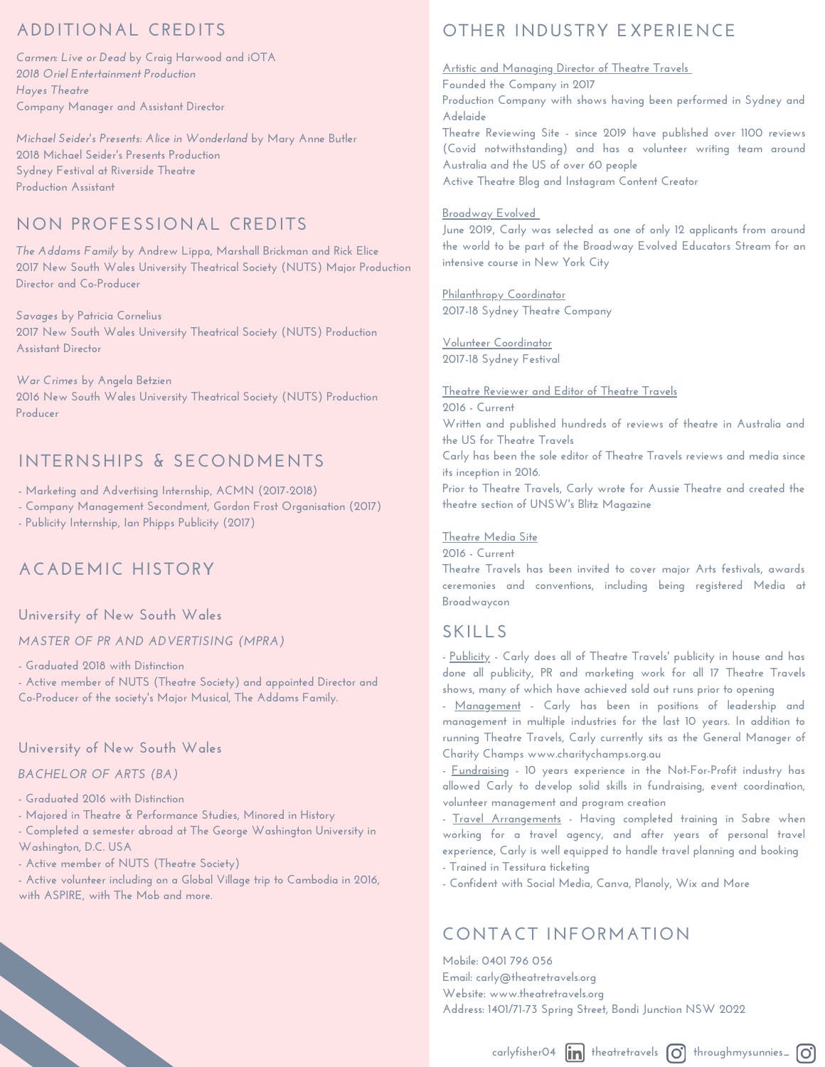## ADDITIONAL CREDITS

*Carmen: Live or Dead* by Craig Harwood and iOTA
*2018 Oriel Entertainment Production*
*Hayes Theatre*
Company Manager and Assistant Director

*Michael Seider's Presents: Alice in Wonderland* by Mary Anne Butler
2018 Michael Seider's Presents Production
Sydney Festival at Riverside Theatre
Production Assistant

## NON PROFESSIONAL CREDITS

*The Addams Family* by Andrew Lippa, Marshall Brickman and Rick Elice
2017 New South Wales University Theatrical Society (NUTS) Major Production
Director and Co-Producer

*Savages* by Patricia Cornelius
2017 New South Wales University Theatrical Society (NUTS) Production
Assistant Director

*War Crimes* by Angela Betzien
2016 New South Wales University Theatrical Society (NUTS) Production
Producer

## INTERNSHIPS & SECONDMENTS

- Marketing and Advertising Internship, ACMN (2017-2018)
- Company Management Secondment, Gordon Frost Organisation (2017)
- Publicity Internship, Ian Phipps Publicity (2017)

## ACADEMIC HISTORY

### University of New South Wales

*MASTER OF PR AND ADVERTISING (MPRA)*

- Graduated 2018 with Distinction
- Active member of NUTS (Theatre Society) and appointed Director and Co-Producer of the society's Major Musical, The Addams Family.

### University of New South Wales

*BACHELOR OF ARTS (BA)*

- Graduated 2016 with Distinction
- Majored in Theatre & Performance Studies, Minored in History
- Completed a semester abroad at The George Washington University in Washington, D.C. USA
- Active member of NUTS (Theatre Society)
- Active volunteer including on a Global Village trip to Cambodia in 2016, with ASPIRE, with The Mob and more.

## OTHER INDUSTRY EXPERIENCE

Artistic and Managing Director of Theatre Travels
Founded the Company in 2017
Production Company with shows having been performed in Sydney and Adelaide
Theatre Reviewing Site - since 2019 have published over 1100 reviews (Covid notwithstanding) and has a volunteer writing team around Australia and the US of over 60 people
Active Theatre Blog and Instagram Content Creator

Broadway Evolved
June 2019, Carly was selected as one of only 12 applicants from around the world to be part of the Broadway Evolved Educators Stream for an intensive course in New York City

Philanthropy Coordinator
2017-18 Sydney Theatre Company

Volunteer Coordinator
2017-18 Sydney Festival

Theatre Reviewer and Editor of Theatre Travels
2016 - Current
Written and published hundreds of reviews of theatre in Australia and the US for Theatre Travels
Carly has been the sole editor of Theatre Travels reviews and media since its inception in 2016.
Prior to Theatre Travels, Carly wrote for Aussie Theatre and created the theatre section of UNSW's Blitz Magazine

Theatre Media Site
2016 - Current
Theatre Travels has been invited to cover major Arts festivals, awards ceremonies and conventions, including being registered Media at Broadwaycon

## SKILLS

- Publicity - Carly does all of Theatre Travels' publicity in house and has done all publicity, PR and marketing work for all 17 Theatre Travels shows, many of which have achieved sold out runs prior to opening
- Management - Carly has been in positions of leadership and management in multiple industries for the last 10 years. In addition to running Theatre Travels, Carly currently sits as the General Manager of Charity Champs www.charitychamps.org.au
- Fundraising - 10 years experience in the Not-For-Profit industry has allowed Carly to develop solid skills in fundraising, event coordination, volunteer management and program creation
- Travel Arrangements - Having completed training in Sabre when working for a travel agency, and after years of personal travel experience, Carly is well equipped to handle travel planning and booking
- Trained in Tessitura ticketing
- Confident with Social Media, Canva, Planoly, Wix and More

## CONTACT INFORMATION

Mobile: 0401 796 056
Email: carly@theatretravels.org
Website: www.theatretravels.org
Address: 1401/71-73 Spring Street, Bondi Junction NSW 2022

carlyfisher04 (LinkedIn) theatretravels (Instagram) throughmysunnies_ (Instagram)